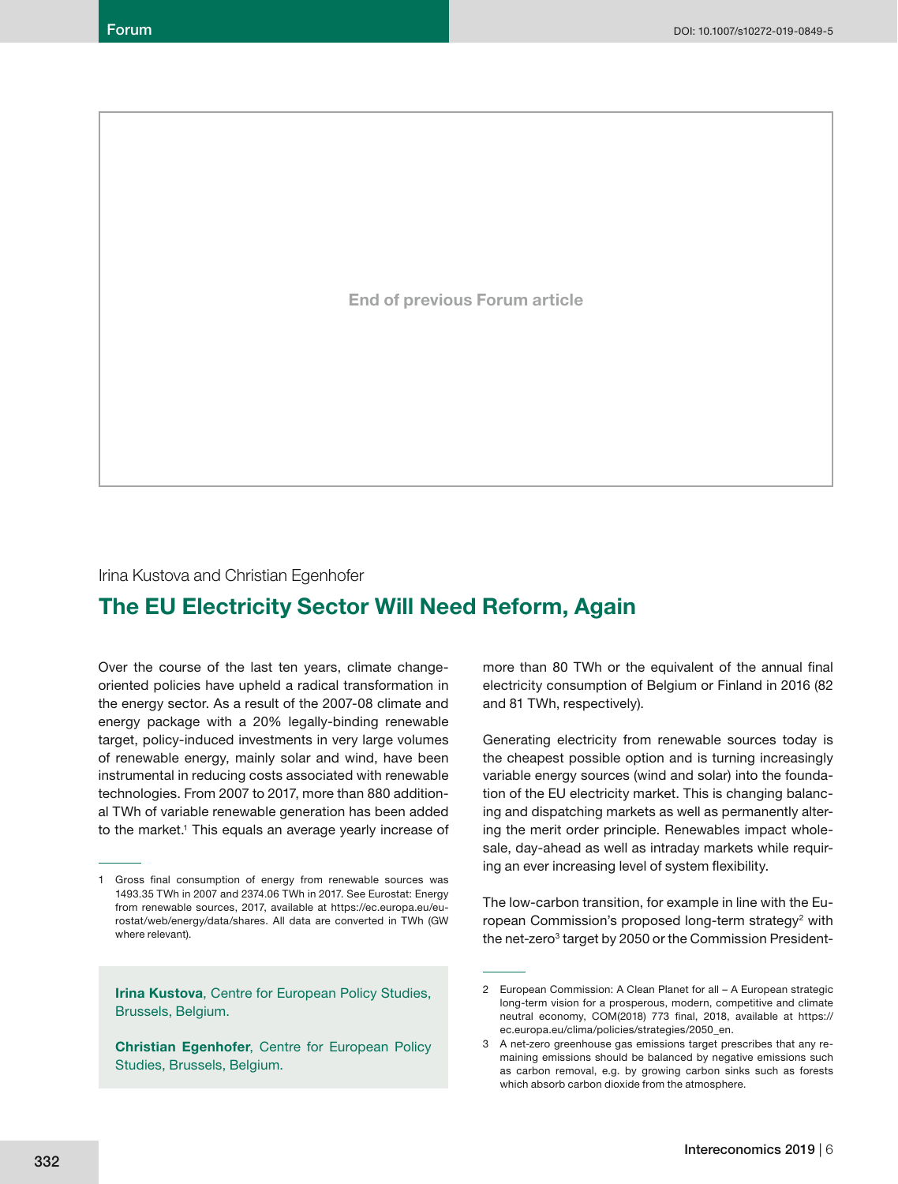Irina Kustova and Christian Egenhofer

# The EU Electricity Sector Will Need Reform, Again

Over the course of the last ten years, climate change-oriented policies have upheld a radical transformation in the energy sector. As a result of the 2007-08 climate and energy package with a 20% legally-binding renewable target, policy-induced investments in very large volumes of renewable energy, mainly solar and wind, have been instrumental in reducing costs associated with renewable technologies. From 2007 to 2017, more than 880 additional TWh of variable renewable generation has been added to the market.[1] This equals an average yearly increase of more than 80 TWh or the equivalent of the annual final electricity consumption of Belgium or Finland in 2016 (82 and 81 TWh, respectively).

Generating electricity from renewable sources today is the cheapest possible option and is turning increasingly variable energy sources (wind and solar) into the foundation of the EU electricity market. This is changing balancing and dispatching markets as well as permanently altering the merit order principle. Renewables impact wholesale, day-ahead as well as intraday markets while requiring an ever increasing level of system flexibility.

The low-carbon transition, for example in line with the European Commission's proposed long-term strategy[2] with the net-zero[3] target by 2050 or the Commission President-

**Irina Kustova**, Centre for European Policy Studies, Brussels, Belgium.

**Christian Egenhofer**, Centre for European Policy Studies, Brussels, Belgium.

---

1 Gross final consumption of energy from renewable sources was 1493.35 TWh in 2007 and 2374.06 TWh in 2017. See Eurostat: Energy from renewable sources, 2017, available at https://ec.europa.eu/eurostat/web/energy/data/shares. All data are converted in TWh (GW where relevant).

2 European Commission: A Clean Planet for all – A European strategic long-term vision for a prosperous, modern, competitive and climate neutral economy, COM(2018) 773 final, 2018, available at https://ec.europa.eu/clima/policies/strategies/2050_en.

3 A net-zero greenhouse gas emissions target prescribes that any remaining emissions should be balanced by negative emissions such as carbon removal, e.g. by growing carbon sinks such as forests which absorb carbon dioxide from the atmosphere.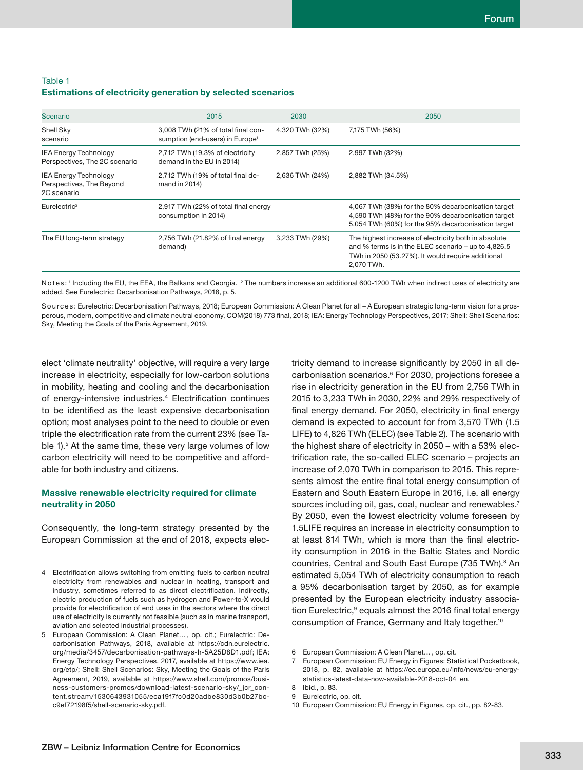Table 1
**Estimations of electricity generation by selected scenarios**

| Scenario | 2015 | 2030 | 2050 |
|---|---|---|---|
| Shell Sky scenario | 3,008 TWh (21% of total final consumption (end-users) in Europe[1] | 4,320 TWh (32%) | 7,175 TWh (56%) |
| IEA Energy Technology Perspectives, The 2C scenario | 2,712 TWh (19.3% of electricity demand in the EU in 2014) | 2,857 TWh (25%) | 2,997 TWh (32%) |
| IEA Energy Technology Perspectives, The Beyond 2C scenario | 2,712 TWh (19% of total final demand in 2014) | 2,636 TWh (24%) | 2,882 TWh (34.5%) |
| Eurelectric[2] | 2,917 TWh (22% of total final energy consumption in 2014) | | 4,067 TWh (38%) for the 80% decarbonisation target 4,590 TWh (48%) for the 90% decarbonisation target 5,054 TWh (60%) for the 95% decarbonisation target |
| The EU long-term strategy | 2,756 TWh (21.82% of final energy demand) | 3,233 TWh (29%) | The highest increase of electricity both in absolute and % terms is in the ELEC scenario – up to 4,826.5 TWh in 2050 (53.27%). It would require additional 2,070 TWh. |

Notes: [1] Including the EU, the EEA, the Balkans and Georgia. [2] The numbers increase an additional 600-1200 TWh when indirect uses of electricity are added. See Eurelectric: Decarbonisation Pathways, 2018, p. 5.

Sources: Eurelectric: Decarbonisation Pathways, 2018; European Commission: A Clean Planet for all – A European strategic long-term vision for a prosperous, modern, competitive and climate neutral economy, COM(2018) 773 final, 2018; IEA: Energy Technology Perspectives, 2017; Shell: Shell Scenarios: Sky, Meeting the Goals of the Paris Agreement, 2019.

elect 'climate neutrality' objective, will require a very large increase in electricity, especially for low-carbon solutions in mobility, heating and cooling and the decarbonisation of energy-intensive industries.[4] Electrification continues to be identified as the least expensive decarbonisation option; most analyses point to the need to double or even triple the electrification rate from the current 23% (see Table 1).[5] At the same time, these very large volumes of low carbon electricity will need to be competitive and affordable for both industry and citizens.

## Massive renewable electricity required for climate neutrality in 2050

Consequently, the long-term strategy presented by the European Commission at the end of 2018, expects electricity demand to increase significantly by 2050 in all decarbonisation scenarios.[6] For 2030, projections foresee a rise in electricity generation in the EU from 2,756 TWh in 2015 to 3,233 TWh in 2030, 22% and 29% respectively of final energy demand. For 2050, electricity in final energy demand is expected to account for from 3,570 TWh (1.5 LIFE) to 4,826 TWh (ELEC) (see Table 2). The scenario with the highest share of electricity in 2050 – with a 53% electrification rate, the so-called ELEC scenario – projects an increase of 2,070 TWh in comparison to 2015. This represents almost the entire final total energy consumption of Eastern and South Eastern Europe in 2016, i.e. all energy sources including oil, gas, coal, nuclear and renewables.[7] By 2050, even the lowest electricity volume foreseen by 1.5LIFE requires an increase in electricity consumption to at least 814 TWh, which is more than the final electricity consumption in 2016 in the Baltic States and Nordic countries, Central and South East Europe (735 TWh).[8] An estimated 5,054 TWh of electricity consumption to reach a 95% decarbonisation target by 2050, as for example presented by the European electricity industry association Eurelectric,[9] equals almost the 2016 final total energy consumption of France, Germany and Italy together.[10]

4 Electrification allows switching from emitting fuels to carbon neutral electricity from renewables and nuclear in heating, transport and industry, sometimes referred to as direct electrification. Indirectly, electric production of fuels such as hydrogen and Power-to-X would provide for electrification of end uses in the sectors where the direct use of electricity is currently not feasible (such as in marine transport, aviation and selected industrial processes).

5 European Commission: A Clean Planet…, op. cit.; Eurelectric: Decarbonisation Pathways, 2018, available at https://cdn.eurelectric.org/media/3457/decarbonisation-pathways-h-5A25D8D1.pdf; IEA: Energy Technology Perspectives, 2017, available at https://www.iea.org/etp/; Shell: Shell Scenarios: Sky, Meeting the Goals of the Paris Agreement, 2019, available at https://www.shell.com/promos/business-customers-promos/download-latest-scenario-sky/_jcr_content.stream/1530643931055/eca19f7fc0d20adbe830d3b0b27bcc9ef72198f5/shell-scenario-sky.pdf.

6 European Commission: A Clean Planet…, op. cit.

7 European Commission: EU Energy in Figures: Statistical Pocketbook, 2018, p. 82, available at https://ec.europa.eu/info/news/eu-energy-statistics-latest-data-now-available-2018-oct-04_en.

8 Ibid., p. 83.

9 Eurelectric, op. cit.

10 European Commission: EU Energy in Figures, op. cit., pp. 82-83.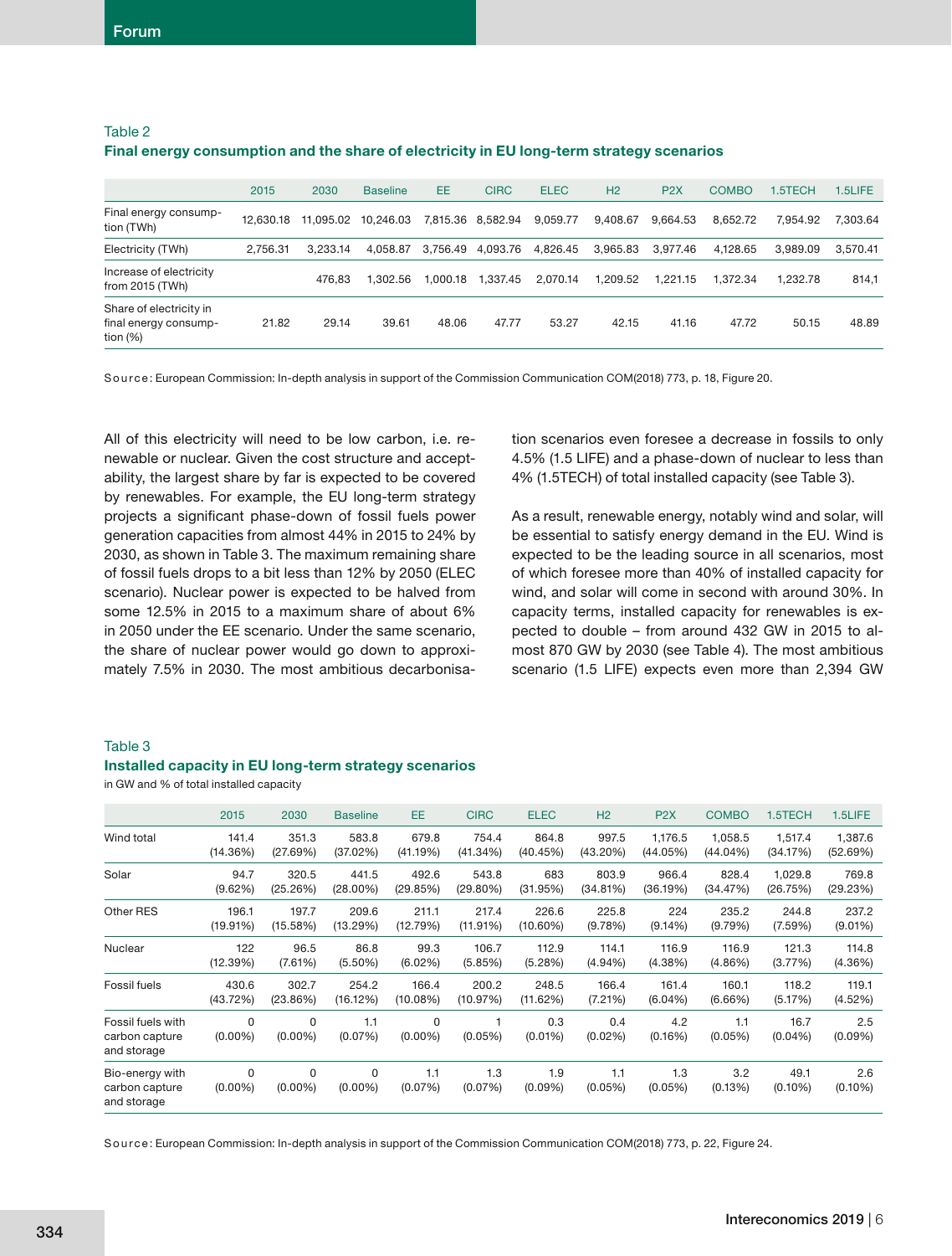Table 2

**Final energy consumption and the share of electricity in EU long-term strategy scenarios**

| | 2015 | 2030 | Baseline | EE | CIRC | ELEC | H2 | P2X | COMBO | 1.5TECH | 1.5LIFE |
|---|---|---|---|---|---|---|---|---|---|---|---|
| Final energy consumption (TWh) | 12,630.18 | 11,095.02 | 10,246.03 | 7,815.36 | 8,582.94 | 9,059.77 | 9,408.67 | 9,664.53 | 8,652.72 | 7,954.92 | 7,303.64 |
| Electricity (TWh) | 2,756.31 | 3,233.14 | 4,058.87 | 3,756.49 | 4,093.76 | 4,826.45 | 3,965.83 | 3,977.46 | 4,128.65 | 3,989.09 | 3,570.41 |
| Increase of electricity from 2015 (TWh) | | 476,83 | 1,302.56 | 1,000.18 | 1,337.45 | 2,070.14 | 1,209.52 | 1,221.15 | 1,372.34 | 1,232.78 | 814,1 |
| Share of electricity in final energy consumption (%) | 21.82 | 29.14 | 39.61 | 48.06 | 47.77 | 53.27 | 42.15 | 41.16 | 47.72 | 50.15 | 48.89 |

Source: European Commission: In-depth analysis in support of the Commission Communication COM(2018) 773, p. 18, Figure 20.

All of this electricity will need to be low carbon, i.e. renewable or nuclear. Given the cost structure and acceptability, the largest share by far is expected to be covered by renewables. For example, the EU long-term strategy projects a significant phase-down of fossil fuels power generation capacities from almost 44% in 2015 to 24% by 2030, as shown in Table 3. The maximum remaining share of fossil fuels drops to a bit less than 12% by 2050 (ELEC scenario). Nuclear power is expected to be halved from some 12.5% in 2015 to a maximum share of about 6% in 2050 under the EE scenario. Under the same scenario, the share of nuclear power would go down to approximately 7.5% in 2030. The most ambitious decarbonisation scenarios even foresee a decrease in fossils to only 4.5% (1.5 LIFE) and a phase-down of nuclear to less than 4% (1.5TECH) of total installed capacity (see Table 3).

As a result, renewable energy, notably wind and solar, will be essential to satisfy energy demand in the EU. Wind is expected to be the leading source in all scenarios, most of which foresee more than 40% of installed capacity for wind, and solar will come in second with around 30%. In capacity terms, installed capacity for renewables is expected to double – from around 432 GW in 2015 to almost 870 GW by 2030 (see Table 4). The most ambitious scenario (1.5 LIFE) expects even more than 2,394 GW

Table 3

**Installed capacity in EU long-term strategy scenarios**

in GW and % of total installed capacity

| | 2015 | 2030 | Baseline | EE | CIRC | ELEC | H2 | P2X | COMBO | 1.5TECH | 1.5LIFE |
|---|---|---|---|---|---|---|---|---|---|---|---|
| Wind total | 141.4 (14.36%) | 351.3 (27.69%) | 583.8 (37.02%) | 679.8 (41.19%) | 754.4 (41.34%) | 864.8 (40.45%) | 997.5 (43.20%) | 1,176.5 (44.05%) | 1,058.5 (44.04%) | 1,517.4 (34.17%) | 1,387.6 (52.69%) |
| Solar | 94.7 (9.62%) | 320.5 (25.26%) | 441.5 (28.00%) | 492.6 (29.85%) | 543.8 (29.80%) | 683 (31.95%) | 803.9 (34.81%) | 966.4 (36.19%) | 828.4 (34.47%) | 1,029.8 (26.75%) | 769.8 (29.23%) |
| Other RES | 196.1 (19.91%) | 197.7 (15.58%) | 209.6 (13.29%) | 211.1 (12.79%) | 217.4 (11.91%) | 226.6 (10.60%) | 225.8 (9.78%) | 224 (9.14%) | 235.2 (9.79%) | 244.8 (7.59%) | 237.2 (9.01%) |
| Nuclear | 122 (12.39%) | 96.5 (7.61%) | 86.8 (5.50%) | 99.3 (6.02%) | 106.7 (5.85%) | 112.9 (5.28%) | 114.1 (4.94%) | 116.9 (4.38%) | 116.9 (4.86%) | 121.3 (3.77%) | 114.8 (4.36%) |
| Fossil fuels | 430.6 (43.72%) | 302.7 (23.86%) | 254.2 (16.12%) | 166.4 (10.08%) | 200.2 (10.97%) | 248.5 (11.62%) | 166.4 (7.21%) | 161.4 (6.04%) | 160.1 (6.66%) | 118.2 (5.17%) | 119.1 (4.52%) |
| Fossil fuels with carbon capture and storage | 0 (0.00%) | 0 (0.00%) | 1.1 (0.07%) | 0 (0.00%) | 1 (0.05%) | 0.3 (0.01%) | 0.4 (0.02%) | 4.2 (0.16%) | 1.1 (0.05%) | 16.7 (0.04%) | 2.5 (0.09%) |
| Bio-energy with carbon capture and storage | 0 (0.00%) | 0 (0.00%) | 0 (0.00%) | 1.1 (0.07%) | 1.3 (0.07%) | 1.9 (0.09%) | 1.1 (0.05%) | 1.3 (0.05%) | 3.2 (0.13%) | 49.1 (0.10%) | 2.6 (0.10%) |

Source: European Commission: In-depth analysis in support of the Commission Communication COM(2018) 773, p. 22, Figure 24.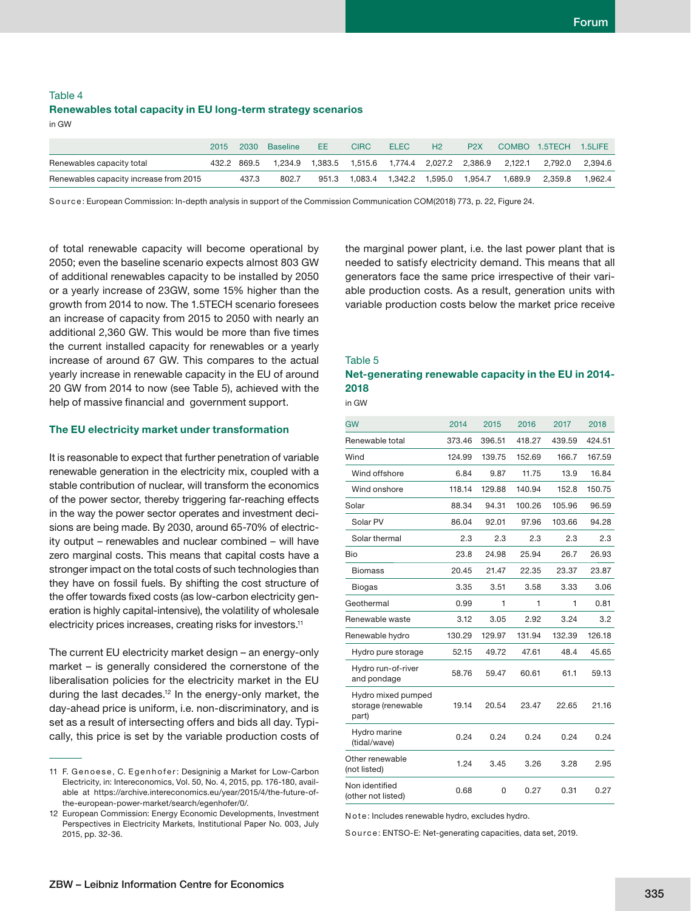Table 4

**Renewables total capacity in EU long-term strategy scenarios**

in GW

| | 2015 | 2030 | Baseline | EE | CIRC | ELEC | H2 | P2X | COMBO | 1.5TECH | 1.5LIFE |
|---|---|---|---|---|---|---|---|---|---|---|---|
| Renewables capacity total | 432.2 | 869.5 | 1,234.9 | 1,383.5 | 1,515.6 | 1,774.4 | 2,027.2 | 2,386.9 | 2,122.1 | 2,792.0 | 2,394.6 |
| Renewables capacity increase from 2015 | | 437.3 | 802.7 | 951.3 | 1,083.4 | 1,342.2 | 1,595.0 | 1,954.7 | 1,689.9 | 2,359.8 | 1,962.4 |

Source: European Commission: In-depth analysis in support of the Commission Communication COM(2018) 773, p. 22, Figure 24.

of total renewable capacity will become operational by 2050; even the baseline scenario expects almost 803 GW of additional renewables capacity to be installed by 2050 or a yearly increase of 23GW, some 15% higher than the growth from 2014 to now. The 1.5TECH scenario foresees an increase of capacity from 2015 to 2050 with nearly an additional 2,360 GW. This would be more than five times the current installed capacity for renewables or a yearly increase of around 67 GW. This compares to the actual yearly increase in renewable capacity in the EU of around 20 GW from 2014 to now (see Table 5), achieved with the help of massive financial and government support.

### The EU electricity market under transformation

It is reasonable to expect that further penetration of variable renewable generation in the electricity mix, coupled with a stable contribution of nuclear, will transform the economics of the power sector, thereby triggering far-reaching effects in the way the power sector operates and investment decisions are being made. By 2030, around 65-70% of electricity output – renewables and nuclear combined – will have zero marginal costs. This means that capital costs have a stronger impact on the total costs of such technologies than they have on fossil fuels. By shifting the cost structure of the offer towards fixed costs (as low-carbon electricity generation is highly capital-intensive), the volatility of wholesale electricity prices increases, creating risks for investors.[11]

The current EU electricity market design – an energy-only market – is generally considered the cornerstone of the liberalisation policies for the electricity market in the EU during the last decades.[12] In the energy-only market, the day-ahead price is uniform, i.e. non-discriminatory, and is set as a result of intersecting offers and bids all day. Typically, this price is set by the variable production costs of the marginal power plant, i.e. the last power plant that is needed to satisfy electricity demand. This means that all generators face the same price irrespective of their variable production costs. As a result, generation units with variable production costs below the market price receive

Table 5

**Net-generating renewable capacity in the EU in 2014-2018**

in GW

| GW | 2014 | 2015 | 2016 | 2017 | 2018 |
|---|---|---|---|---|---|
| Renewable total | 373.46 | 396.51 | 418.27 | 439.59 | 424.51 |
| Wind | 124.99 | 139.75 | 152.69 | 166.7 | 167.59 |
| Wind offshore | 6.84 | 9.87 | 11.75 | 13.9 | 16.84 |
| Wind onshore | 118.14 | 129.88 | 140.94 | 152.8 | 150.75 |
| Solar | 88.34 | 94.31 | 100.26 | 105.96 | 96.59 |
| Solar PV | 86.04 | 92.01 | 97.96 | 103.66 | 94.28 |
| Solar thermal | 2.3 | 2.3 | 2.3 | 2.3 | 2.3 |
| Bio | 23.8 | 24.98 | 25.94 | 26.7 | 26.93 |
| Biomass | 20.45 | 21.47 | 22.35 | 23.37 | 23.87 |
| Biogas | 3.35 | 3.51 | 3.58 | 3.33 | 3.06 |
| Geothermal | 0.99 | 1 | 1 | 1 | 0.81 |
| Renewable waste | 3.12 | 3.05 | 2.92 | 3.24 | 3.2 |
| Renewable hydro | 130.29 | 129.97 | 131.94 | 132.39 | 126.18 |
| Hydro pure storage | 52.15 | 49.72 | 47.61 | 48.4 | 45.65 |
| Hydro run-of-river and pondage | 58.76 | 59.47 | 60.61 | 61.1 | 59.13 |
| Hydro mixed pumped storage (renewable part) | 19.14 | 20.54 | 23.47 | 22.65 | 21.16 |
| Hydro marine (tidal/wave) | 0.24 | 0.24 | 0.24 | 0.24 | 0.24 |
| Other renewable (not listed) | 1.24 | 3.45 | 3.26 | 3.28 | 2.95 |
| Non identified (other not listed) | 0.68 | 0 | 0.27 | 0.31 | 0.27 |

Note: Includes renewable hydro, excludes hydro.

Source: ENTSO-E: Net-generating capacities, data set, 2019.

---

11 F. Genoese, C. Egenhofer: Designinig a Market for Low-Carbon Electricity, in: Intereconomics, Vol. 50, No. 4, 2015, pp. 176-180, available at https://archive.intereconomics.eu/year/2015/4/the-future-of-the-european-power-market/search/egenhofer/0/.

12 European Commission: Energy Economic Developments, Investment Perspectives in Electricity Markets, Institutional Paper No. 003, July 2015, pp. 32-36.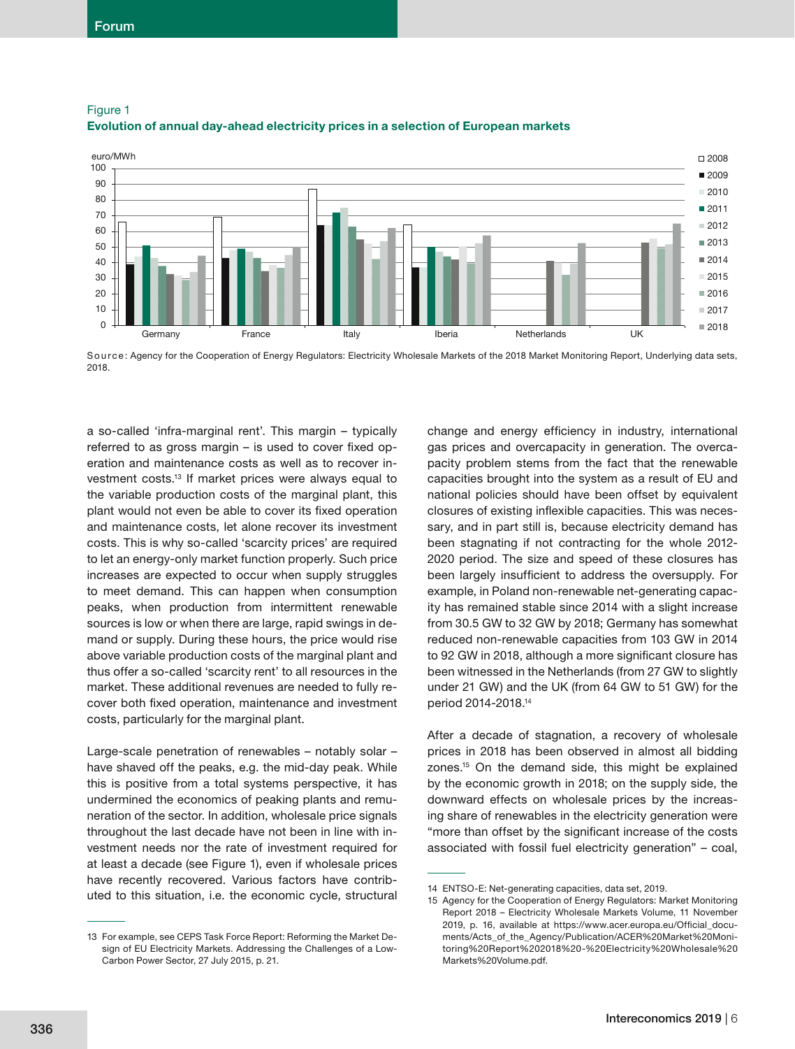Figure 1

**Evolution of annual day-ahead electricity prices in a selection of European markets**

Source: Agency for the Cooperation of Energy Regulators: Electricity Wholesale Markets of the 2018 Market Monitoring Report, Underlying data sets, 2018.

a so-called 'infra-marginal rent'. This margin – typically referred to as gross margin – is used to cover fixed operation and maintenance costs as well as to recover investment costs.[13] If market prices were always equal to the variable production costs of the marginal plant, this plant would not even be able to cover its fixed operation and maintenance costs, let alone recover its investment costs. This is why so-called 'scarcity prices' are required to let an energy-only market function properly. Such price increases are expected to occur when supply struggles to meet demand. This can happen when consumption peaks, when production from intermittent renewable sources is low or when there are large, rapid swings in demand or supply. During these hours, the price would rise above variable production costs of the marginal plant and thus offer a so-called 'scarcity rent' to all resources in the market. These additional revenues are needed to fully recover both fixed operation, maintenance and investment costs, particularly for the marginal plant.

Large-scale penetration of renewables – notably solar – have shaved off the peaks, e.g. the mid-day peak. While this is positive from a total systems perspective, it has undermined the economics of peaking plants and remuneration of the sector. In addition, wholesale price signals throughout the last decade have not been in line with investment needs nor the rate of investment required for at least a decade (see Figure 1), even if wholesale prices have recently recovered. Various factors have contributed to this situation, i.e. the economic cycle, structural change and energy efficiency in industry, international gas prices and overcapacity in generation. The overcapacity problem stems from the fact that the renewable capacities brought into the system as a result of EU and national policies should have been offset by equivalent closures of existing inflexible capacities. This was necessary, and in part still is, because electricity demand has been stagnating if not contracting for the whole 2012-2020 period. The size and speed of these closures has been largely insufficient to address the oversupply. For example, in Poland non-renewable net-generating capacity has remained stable since 2014 with a slight increase from 30.5 GW to 32 GW by 2018; Germany has somewhat reduced non-renewable capacities from 103 GW in 2014 to 92 GW in 2018, although a more significant closure has been witnessed in the Netherlands (from 27 GW to slightly under 21 GW) and the UK (from 64 GW to 51 GW) for the period 2014-2018.[14]

After a decade of stagnation, a recovery of wholesale prices in 2018 has been observed in almost all bidding zones.[15] On the demand side, this might be explained by the economic growth in 2018; on the supply side, the downward effects on wholesale prices by the increasing share of renewables in the electricity generation were "more than offset by the significant increase of the costs associated with fossil fuel electricity generation" – coal,

---

13 For example, see CEPS Task Force Report: Reforming the Market Design of EU Electricity Markets. Addressing the Challenges of a Low-Carbon Power Sector, 27 July 2015, p. 21.

14 ENTSO-E: Net-generating capacities, data set, 2019.

15 Agency for the Cooperation of Energy Regulators: Market Monitoring Report 2018 – Electricity Wholesale Markets Volume, 11 November 2019, p. 16, available at https://www.acer.europa.eu/Official_documents/Acts_of_the_Agency/Publication/ACER%20Market%20Monitoring%20Report%202018%20-%20Electricity%20Wholesale%20Markets%20Volume.pdf.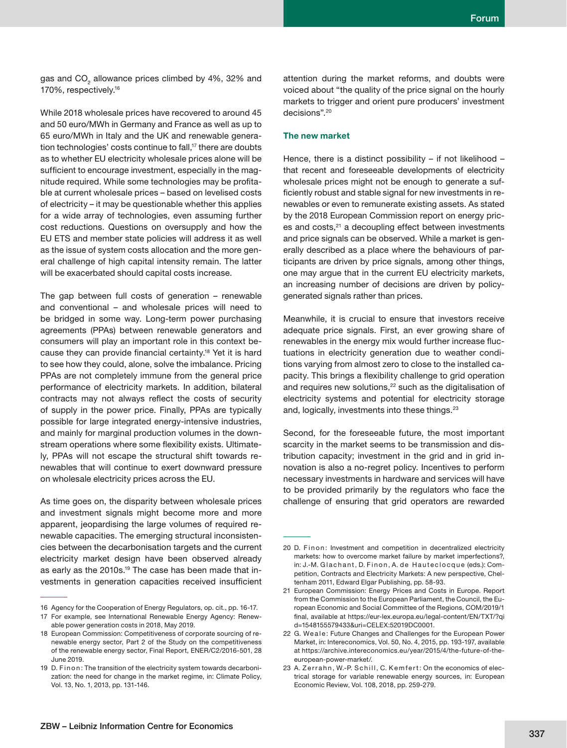gas and $CO_2$ allowance prices climbed by 4%, 32% and 170%, respectively.[16]

While 2018 wholesale prices have recovered to around 45 and 50 euro/MWh in Germany and France as well as up to 65 euro/MWh in Italy and the UK and renewable generation technologies' costs continue to fall,[17] there are doubts as to whether EU electricity wholesale prices alone will be sufficient to encourage investment, especially in the magnitude required. While some technologies may be profitable at current wholesale prices – based on levelised costs of electricity – it may be questionable whether this applies for a wide array of technologies, even assuming further cost reductions. Questions on oversupply and how the EU ETS and member state policies will address it as well as the issue of system costs allocation and the more general challenge of high capital intensity remain. The latter will be exacerbated should capital costs increase.

The gap between full costs of generation – renewable and conventional – and wholesale prices will need to be bridged in some way. Long-term power purchasing agreements (PPAs) between renewable generators and consumers will play an important role in this context because they can provide financial certainty.[18] Yet it is hard to see how they could, alone, solve the imbalance. Pricing PPAs are not completely immune from the general price performance of electricity markets. In addition, bilateral contracts may not always reflect the costs of security of supply in the power price. Finally, PPAs are typically possible for large integrated energy-intensive industries, and mainly for marginal production volumes in the downstream operations where some flexibility exists. Ultimately, PPAs will not escape the structural shift towards renewables that will continue to exert downward pressure on wholesale electricity prices across the EU.

As time goes on, the disparity between wholesale prices and investment signals might become more and more apparent, jeopardising the large volumes of required renewable capacities. The emerging structural inconsistencies between the decarbonisation targets and the current electricity market design have been observed already as early as the 2010s.[19] The case has been made that investments in generation capacities received insufficient attention during the market reforms, and doubts were voiced about "the quality of the price signal on the hourly markets to trigger and orient pure producers' investment decisions".[20]

### The new market

Hence, there is a distinct possibility – if not likelihood – that recent and foreseeable developments of electricity wholesale prices might not be enough to generate a sufficiently robust and stable signal for new investments in renewables or even to remunerate existing assets. As stated by the 2018 European Commission report on energy prices and costs,[21] a decoupling effect between investments and price signals can be observed. While a market is generally described as a place where the behaviours of participants are driven by price signals, among other things, one may argue that in the current EU electricity markets, an increasing number of decisions are driven by policy-generated signals rather than prices.

Meanwhile, it is crucial to ensure that investors receive adequate price signals. First, an ever growing share of renewables in the energy mix would further increase fluctuations in electricity generation due to weather conditions varying from almost zero to close to the installed capacity. This brings a flexibility challenge to grid operation and requires new solutions,[22] such as the digitalisation of electricity systems and potential for electricity storage and, logically, investments into these things.[23]

Second, for the foreseeable future, the most important scarcity in the market seems to be transmission and distribution capacity; investment in the grid and in grid innovation is also a no-regret policy. Incentives to perform necessary investments in hardware and services will have to be provided primarily by the regulators who face the challenge of ensuring that grid operators are rewarded

---

16 Agency for the Cooperation of Energy Regulators, op. cit., pp. 16-17.

17 For example, see International Renewable Energy Agency: Renewable power generation costs in 2018, May 2019.

18 European Commission: Competitiveness of corporate sourcing of renewable energy sector, Part 2 of the Study on the competitiveness of the renewable energy sector, Final Report, ENER/C2/2016-501, 28 June 2019.

19 D. Finon: The transition of the electricity system towards decarbonization: the need for change in the market regime, in: Climate Policy, Vol. 13, No. 1, 2013, pp. 131-146.

20 D. Finon: Investment and competition in decentralized electricity markets: how to overcome market failure by market imperfections?, in: J.-M. Glachant, D. Finon, A. de Hauteclocque (eds.): Competition, Contracts and Electricity Markets: A new perspective, Cheltenham 2011, Edward Elgar Publishing, pp. 58-93.

21 European Commission: Energy Prices and Costs in Europe. Report from the Commission to the European Parliament, the Council, the European Economic and Social Committee of the Regions, COM/2019/1 final, available at https://eur-lex.europa.eu/legal-content/EN/TXT/?qid=1548155579433&uri=CELEX:52019DC0001.

22 G. Weale: Future Changes and Challenges for the European Power Market, in: Intereconomics, Vol. 50, No. 4, 2015, pp. 193-197, available at https://archive.intereconomics.eu/year/2015/4/the-future-of-the-european-power-market/.

23 A. Zerrahn, W.-P. Schill, C. Kemfert: On the economics of electrical storage for variable renewable energy sources, in: European Economic Review, Vol. 108, 2018, pp. 259-279.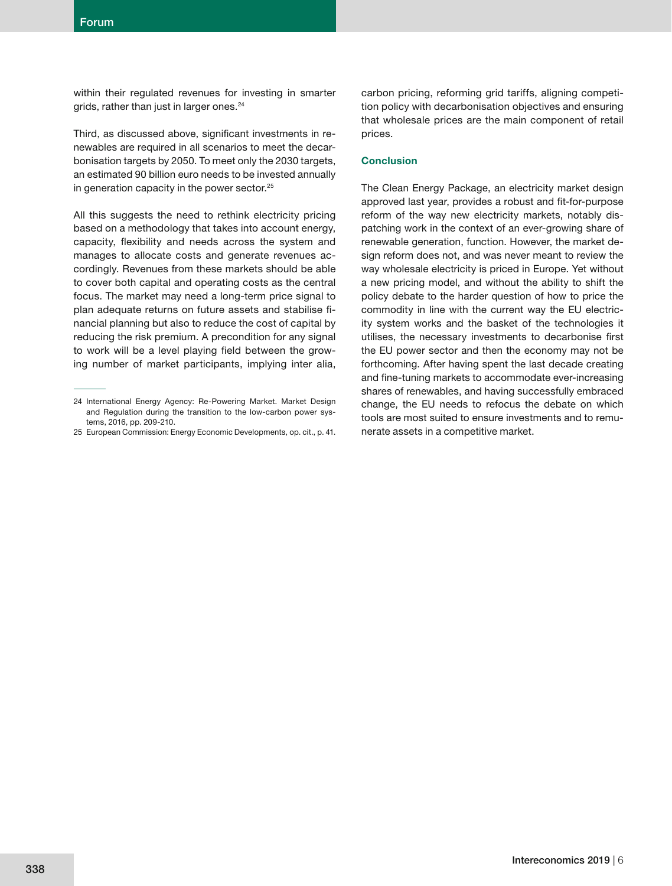within their regulated revenues for investing in smarter grids, rather than just in larger ones.[24]

Third, as discussed above, significant investments in renewables are required in all scenarios to meet the decarbonisation targets by 2050. To meet only the 2030 targets, an estimated 90 billion euro needs to be invested annually in generation capacity in the power sector.[25]

All this suggests the need to rethink electricity pricing based on a methodology that takes into account energy, capacity, flexibility and needs across the system and manages to allocate costs and generate revenues accordingly. Revenues from these markets should be able to cover both capital and operating costs as the central focus. The market may need a long-term price signal to plan adequate returns on future assets and stabilise financial planning but also to reduce the cost of capital by reducing the risk premium. A precondition for any signal to work will be a level playing field between the growing number of market participants, implying inter alia, carbon pricing, reforming grid tariffs, aligning competition policy with decarbonisation objectives and ensuring that wholesale prices are the main component of retail prices.

## Conclusion

The Clean Energy Package, an electricity market design approved last year, provides a robust and fit-for-purpose reform of the way new electricity markets, notably dispatching work in the context of an ever-growing share of renewable generation, function. However, the market design reform does not, and was never meant to review the way wholesale electricity is priced in Europe. Yet without a new pricing model, and without the ability to shift the policy debate to the harder question of how to price the commodity in line with the current way the EU electricity system works and the basket of the technologies it utilises, the necessary investments to decarbonise first the EU power sector and then the economy may not be forthcoming. After having spent the last decade creating and fine-tuning markets to accommodate ever-increasing shares of renewables, and having successfully embraced change, the EU needs to refocus the debate on which tools are most suited to ensure investments and to remunerate assets in a competitive market.

---

24 International Energy Agency: Re-Powering Market. Market Design and Regulation during the transition to the low-carbon power systems, 2016, pp. 209-210.

25 European Commission: Energy Economic Developments, op. cit., p. 41.